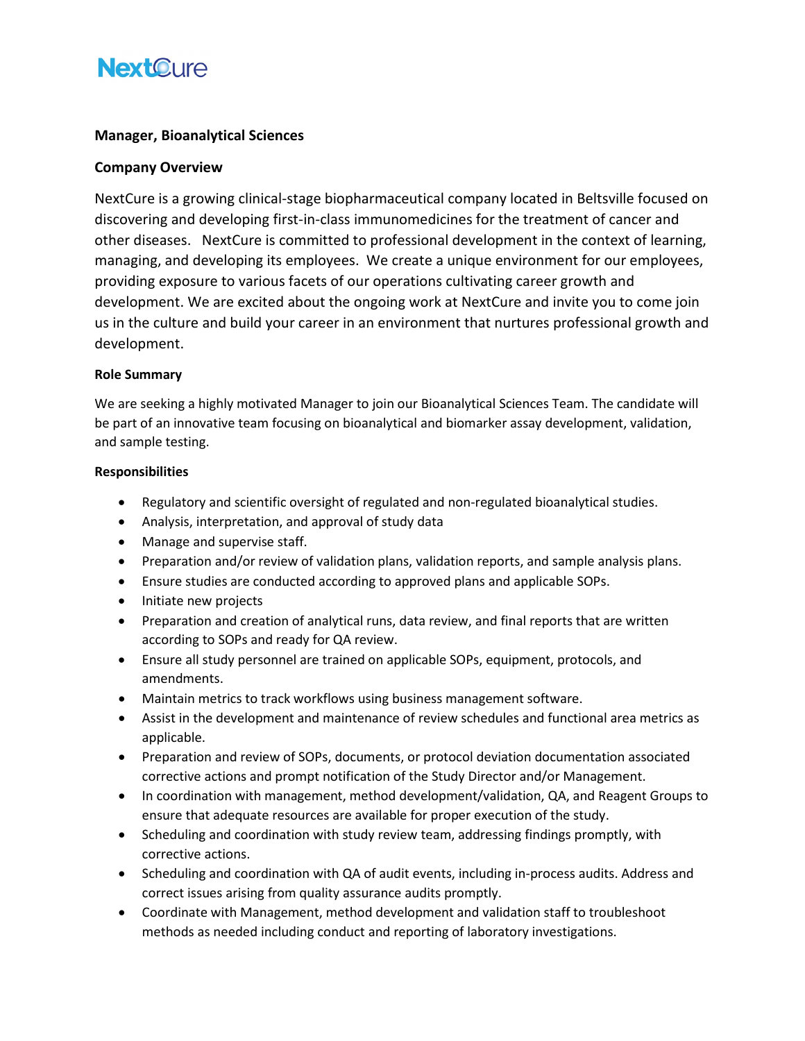NextCure

## Manager, Bioanalytical Sciences

### Company Overview

NextCure is a growing clinical-stage biopharmaceutical company located in Beltsville focused on discovering and developing first-in-class immunomedicines for the treatment of cancer and other diseases. NextCure is committed to professional development in the context of learning, managing, and developing its employees. We create a unique environment for our employees, providing exposure to various facets of our operations cultivating career growth and development. We are excited about the ongoing work at NextCure and invite you to come join us in the culture and build your career in an environment that nurtures professional growth and development.

**Role Summary**

We are seeking a highly motivated Manager to join our Bioanalytical Sciences Team. The candidate will be part of an innovative team focusing on bioanalytical and biomarker assay development, validation, and sample testing.

**Responsibilities**

- Regulatory and scientific oversight of regulated and non-regulated bioanalytical studies.
- Analysis, interpretation, and approval of study data
- Manage and supervise staff.
- Preparation and/or review of validation plans, validation reports, and sample analysis plans.
- Ensure studies are conducted according to approved plans and applicable SOPs.
- Initiate new projects
- Preparation and creation of analytical runs, data review, and final reports that are written according to SOPs and ready for QA review.
- Ensure all study personnel are trained on applicable SOPs, equipment, protocols, and amendments.
- Maintain metrics to track workflows using business management software.
- Assist in the development and maintenance of review schedules and functional area metrics as applicable.
- Preparation and review of SOPs, documents, or protocol deviation documentation associated corrective actions and prompt notification of the Study Director and/or Management.
- In coordination with management, method development/validation, QA, and Reagent Groups to ensure that adequate resources are available for proper execution of the study.
- Scheduling and coordination with study review team, addressing findings promptly, with corrective actions.
- Scheduling and coordination with QA of audit events, including in-process audits. Address and correct issues arising from quality assurance audits promptly.
- Coordinate with Management, method development and validation staff to troubleshoot methods as needed including conduct and reporting of laboratory investigations.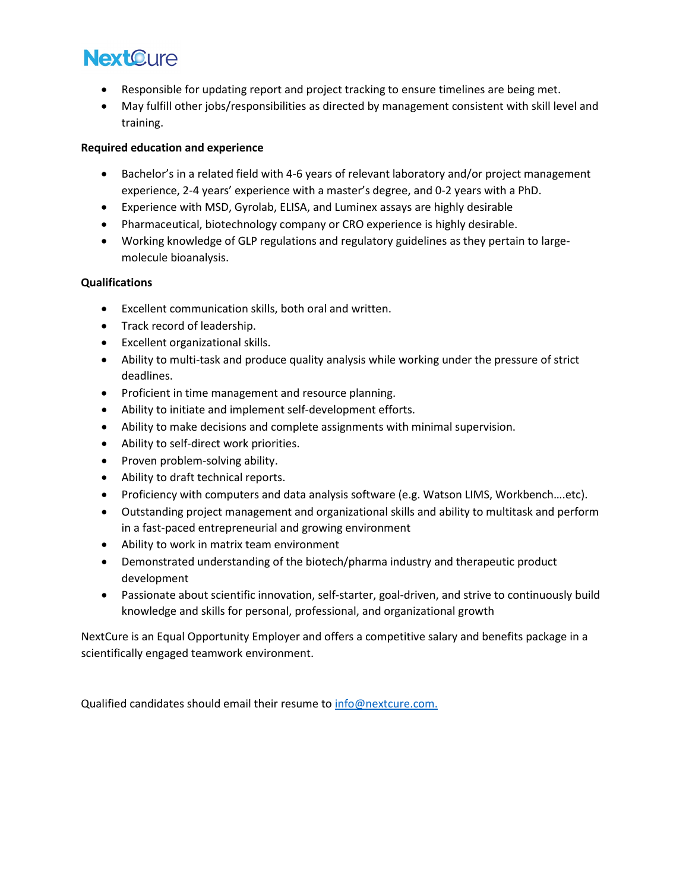- Responsible for updating report and project tracking to ensure timelines are being met.
- May fulfill other jobs/responsibilities as directed by management consistent with skill level and training.

**Required education and experience**

- Bachelor's in a related field with 4-6 years of relevant laboratory and/or project management experience, 2-4 years' experience with a master's degree, and 0-2 years with a PhD.
- Experience with MSD, Gyrolab, ELISA, and Luminex assays are highly desirable
- Pharmaceutical, biotechnology company or CRO experience is highly desirable.
- Working knowledge of GLP regulations and regulatory guidelines as they pertain to large-molecule bioanalysis.

**Qualifications**

- Excellent communication skills, both oral and written.
- Track record of leadership.
- Excellent organizational skills.
- Ability to multi-task and produce quality analysis while working under the pressure of strict deadlines.
- Proficient in time management and resource planning.
- Ability to initiate and implement self-development efforts.
- Ability to make decisions and complete assignments with minimal supervision.
- Ability to self-direct work priorities.
- Proven problem-solving ability.
- Ability to draft technical reports.
- Proficiency with computers and data analysis software (e.g. Watson LIMS, Workbench….etc).
- Outstanding project management and organizational skills and ability to multitask and perform in a fast-paced entrepreneurial and growing environment
- Ability to work in matrix team environment
- Demonstrated understanding of the biotech/pharma industry and therapeutic product development
- Passionate about scientific innovation, self-starter, goal-driven, and strive to continuously build knowledge and skills for personal, professional, and organizational growth

NextCure is an Equal Opportunity Employer and offers a competitive salary and benefits package in a scientifically engaged teamwork environment.

Qualified candidates should email their resume to info@nextcure.com.